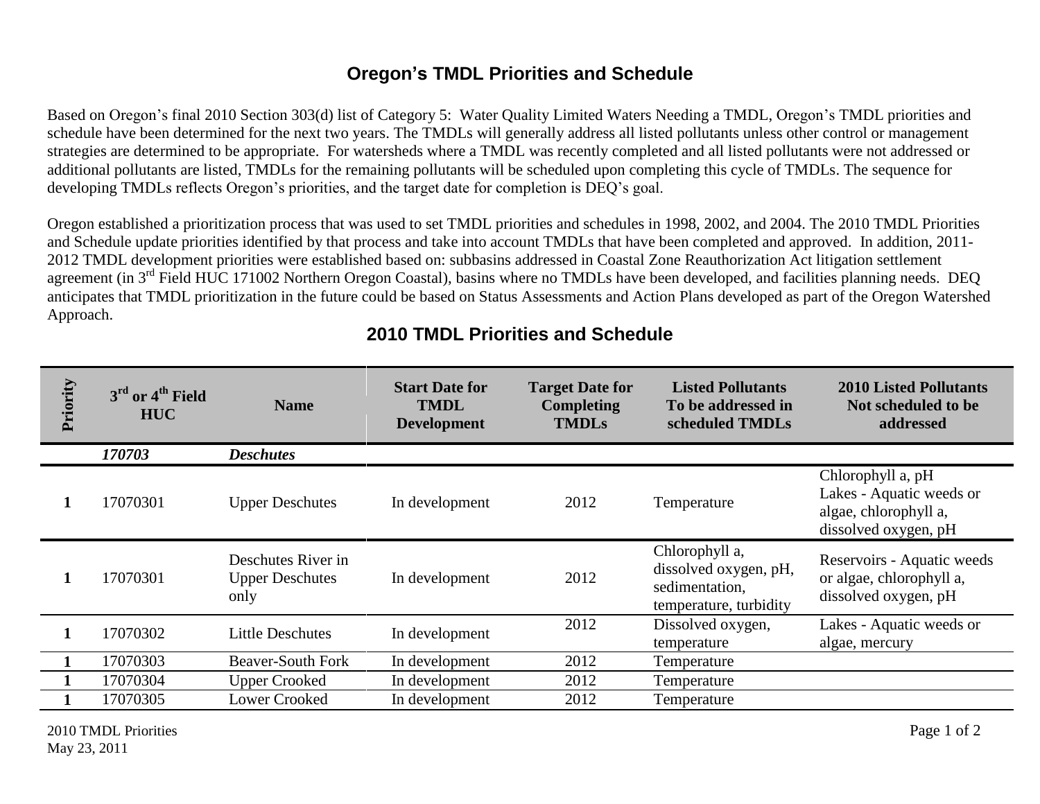# Oregon's TMDL Priorities and Schedule

Based on Oregon's final 2010 Section 303(d) list of Category 5: Water Quality Limited Waters Needing a TMDL, Oregon's TMDL priorities and schedule have been determined for the next two years. The TMDLs will generally address all listed pollutants unless other control or management strategies are determined to be appropriate. For watersheds where a TMDL was recently completed and all listed pollutants were not addressed or additional pollutants are listed, TMDLs for the remaining pollutants will be scheduled upon completing this cycle of TMDLs. The sequence for developing TMDLs reflects Oregon's priorities, and the target date for completion is DEQ's goal.

Oregon established a prioritization process that was used to set TMDL priorities and schedules in 1998, 2002, and 2004. The 2010 TMDL Priorities and Schedule update priorities identified by that process and take into account TMDLs that have been completed and approved. In addition, 2011-2012 TMDL development priorities were established based on: subbasins addressed in Coastal Zone Reauthorization Act litigation settlement agreement (in 3rd Field HUC 171002 Northern Oregon Coastal), basins where no TMDLs have been developed, and facilities planning needs. DEQ anticipates that TMDL prioritization in the future could be based on Status Assessments and Action Plans developed as part of the Oregon Watershed Approach.

## 2010 TMDL Priorities and Schedule

| Priority | 3rd or 4th Field HUC | Name | Start Date for TMDL Development | Target Date for Completing TMDLs | Listed Pollutants To be addressed in scheduled TMDLs | 2010 Listed Pollutants Not scheduled to be addressed |
|---|---|---|---|---|---|---|
| | ***170703*** | ***Deschutes*** | | | | |
| **1** | 17070301 | Upper Deschutes | In development | 2012 | Temperature | Chlorophyll a, pH<br>Lakes - Aquatic weeds or algae, chlorophyll a, dissolved oxygen, pH |
| **1** | 17070301 | Deschutes River in Upper Deschutes only | In development | 2012 | Chlorophyll a, dissolved oxygen, pH, sedimentation, temperature, turbidity | Reservoirs - Aquatic weeds or algae, chlorophyll a, dissolved oxygen, pH |
| **1** | 17070302 | Little Deschutes | In development | 2012 | Dissolved oxygen, temperature | Lakes - Aquatic weeds or algae, mercury |
| **1** | 17070303 | Beaver-South Fork | In development | 2012 | Temperature | |
| **1** | 17070304 | Upper Crooked | In development | 2012 | Temperature | |
| **1** | 17070305 | Lower Crooked | In development | 2012 | Temperature | |

2010 TMDL Priorities
May 23, 2011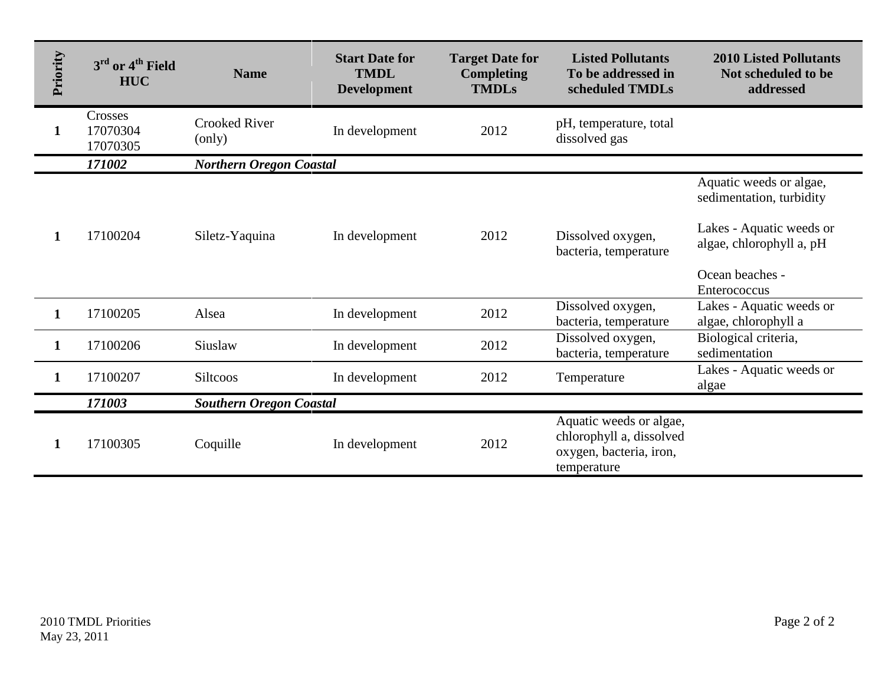| Priority | 3rd or 4th Field HUC | Name | Start Date for TMDL Development | Target Date for Completing TMDLs | Listed Pollutants To be addressed in scheduled TMDLs | 2010 Listed Pollutants Not scheduled to be addressed |
|---|---|---|---|---|---|---|
| **1** | Crosses 17070304 17070305 | Crooked River (only) | In development | 2012 | pH, temperature, total dissolved gas | |
| | ***171002*** | ***Northern Oregon Coastal*** | | | | |
| **1** | 17100204 | Siletz-Yaquina | In development | 2012 | Dissolved oxygen, bacteria, temperature | Aquatic weeds or algae, sedimentation, turbidity<br><br>Lakes - Aquatic weeds or algae, chlorophyll a, pH<br><br>Ocean beaches - Enterococcus |
| **1** | 17100205 | Alsea | In development | 2012 | Dissolved oxygen, bacteria, temperature | Lakes - Aquatic weeds or algae, chlorophyll a |
| **1** | 17100206 | Siuslaw | In development | 2012 | Dissolved oxygen, bacteria, temperature | Biological criteria, sedimentation |
| **1** | 17100207 | Siltcoos | In development | 2012 | Temperature | Lakes - Aquatic weeds or algae |
| | ***171003*** | ***Southern Oregon Coastal*** | | | | |
| **1** | 17100305 | Coquille | In development | 2012 | Aquatic weeds or algae, chlorophyll a, dissolved oxygen, bacteria, iron, temperature | |

2010 TMDL Priorities
May 23, 2011